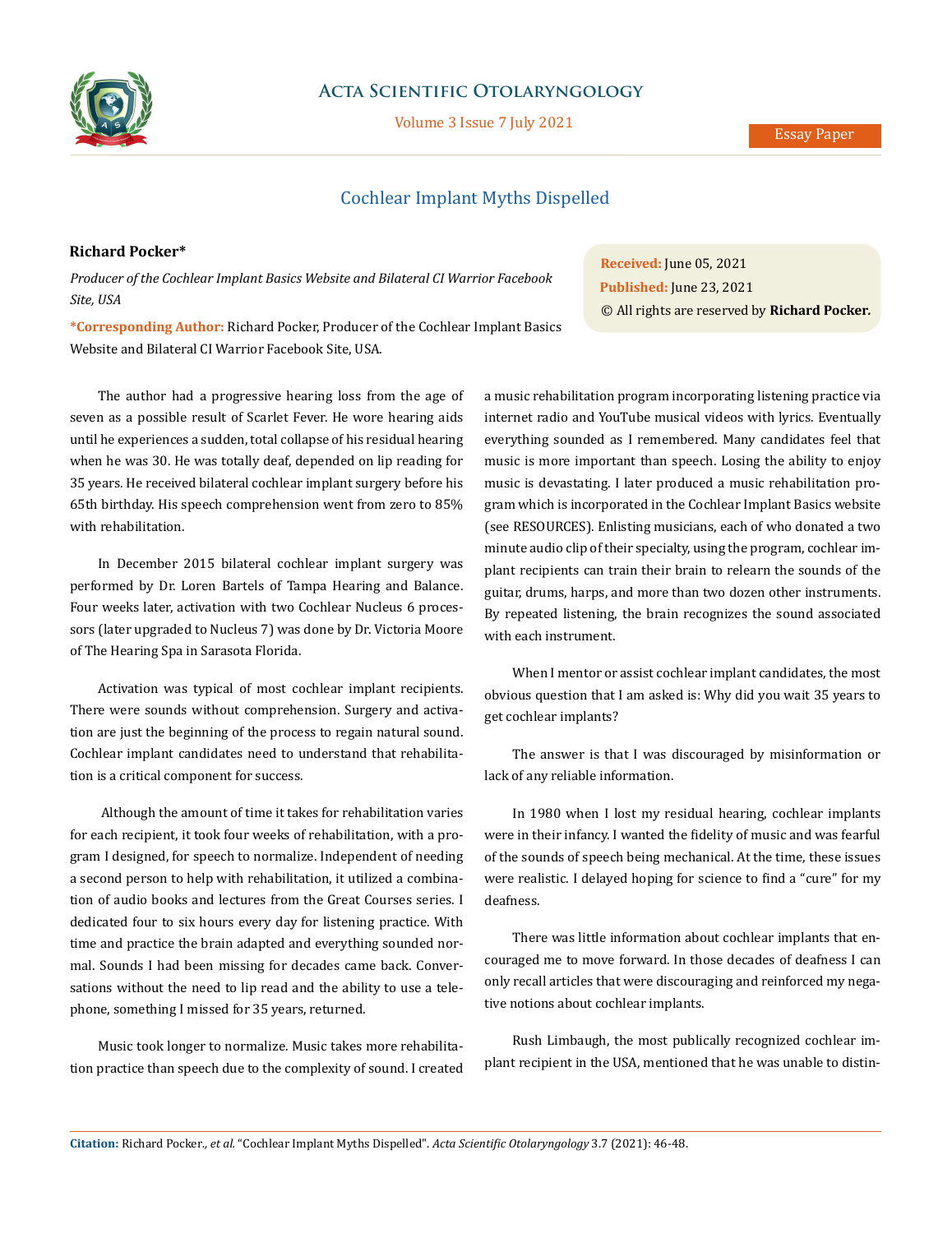# Cochlear Implant Myths Dispelled

**Richard Pocker***

*Producer of the Cochlear Implant Basics Website and Bilateral CI Warrior Facebook Site, USA*

**\*Corresponding Author:** Richard Pocker, Producer of the Cochlear Implant Basics Website and Bilateral CI Warrior Facebook Site, USA.

**Received:** June 05, 2021
**Published:** June 23, 2021
© All rights are reserved by **Richard Pocker.**

The author had a progressive hearing loss from the age of seven as a possible result of Scarlet Fever. He wore hearing aids until he experiences a sudden, total collapse of his residual hearing when he was 30. He was totally deaf, depended on lip reading for 35 years. He received bilateral cochlear implant surgery before his 65th birthday. His speech comprehension went from zero to 85% with rehabilitation.

In December 2015 bilateral cochlear implant surgery was performed by Dr. Loren Bartels of Tampa Hearing and Balance. Four weeks later, activation with two Cochlear Nucleus 6 processors (later upgraded to Nucleus 7) was done by Dr. Victoria Moore of The Hearing Spa in Sarasota Florida.

Activation was typical of most cochlear implant recipients. There were sounds without comprehension. Surgery and activation are just the beginning of the process to regain natural sound. Cochlear implant candidates need to understand that rehabilitation is a critical component for success.

Although the amount of time it takes for rehabilitation varies for each recipient, it took four weeks of rehabilitation, with a program I designed, for speech to normalize. Independent of needing a second person to help with rehabilitation, it utilized a combination of audio books and lectures from the Great Courses series. I dedicated four to six hours every day for listening practice. With time and practice the brain adapted and everything sounded normal. Sounds I had been missing for decades came back. Conversations without the need to lip read and the ability to use a telephone, something I missed for 35 years, returned.

Music took longer to normalize. Music takes more rehabilitation practice than speech due to the complexity of sound. I created a music rehabilitation program incorporating listening practice via internet radio and YouTube musical videos with lyrics. Eventually everything sounded as I remembered. Many candidates feel that music is more important than speech. Losing the ability to enjoy music is devastating. I later produced a music rehabilitation program which is incorporated in the Cochlear Implant Basics website (see RESOURCES). Enlisting musicians, each of who donated a two minute audio clip of their specialty, using the program, cochlear implant recipients can train their brain to relearn the sounds of the guitar, drums, harps, and more than two dozen other instruments. By repeated listening, the brain recognizes the sound associated with each instrument.

When I mentor or assist cochlear implant candidates, the most obvious question that I am asked is: Why did you wait 35 years to get cochlear implants?

The answer is that I was discouraged by misinformation or lack of any reliable information.

In 1980 when I lost my residual hearing, cochlear implants were in their infancy. I wanted the fidelity of music and was fearful of the sounds of speech being mechanical. At the time, these issues were realistic. I delayed hoping for science to find a "cure" for my deafness.

There was little information about cochlear implants that encouraged me to move forward. In those decades of deafness I can only recall articles that were discouraging and reinforced my negative notions about cochlear implants.

Rush Limbaugh, the most publically recognized cochlear implant recipient in the USA, mentioned that he was unable to distin-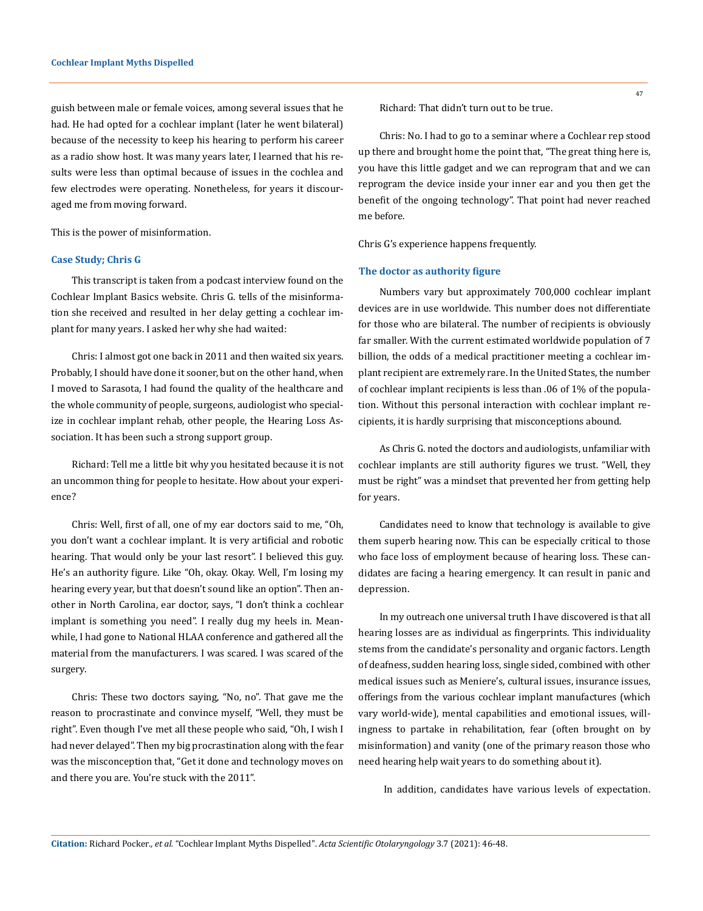guish between male or female voices, among several issues that he had. He had opted for a cochlear implant (later he went bilateral) because of the necessity to keep his hearing to perform his career as a radio show host. It was many years later, I learned that his results were less than optimal because of issues in the cochlea and few electrodes were operating. Nonetheless, for years it discouraged me from moving forward.

This is the power of misinformation.

### Case Study; Chris G

This transcript is taken from a podcast interview found on the Cochlear Implant Basics website. Chris G. tells of the misinformation she received and resulted in her delay getting a cochlear implant for many years. I asked her why she had waited:

Chris: I almost got one back in 2011 and then waited six years. Probably, I should have done it sooner, but on the other hand, when I moved to Sarasota, I had found the quality of the healthcare and the whole community of people, surgeons, audiologist who specialize in cochlear implant rehab, other people, the Hearing Loss Association. It has been such a strong support group.

Richard: Tell me a little bit why you hesitated because it is not an uncommon thing for people to hesitate. How about your experience?

Chris: Well, first of all, one of my ear doctors said to me, "Oh, you don't want a cochlear implant. It is very artificial and robotic hearing. That would only be your last resort". I believed this guy. He's an authority figure. Like "Oh, okay. Okay. Well, I'm losing my hearing every year, but that doesn't sound like an option". Then another in North Carolina, ear doctor, says, "I don't think a cochlear implant is something you need". I really dug my heels in. Meanwhile, I had gone to National HLAA conference and gathered all the material from the manufacturers. I was scared. I was scared of the surgery.

Chris: These two doctors saying, "No, no". That gave me the reason to procrastinate and convince myself, "Well, they must be right". Even though I've met all these people who said, "Oh, I wish I had never delayed". Then my big procrastination along with the fear was the misconception that, "Get it done and technology moves on and there you are. You're stuck with the 2011".

Richard: That didn't turn out to be true.

Chris: No. I had to go to a seminar where a Cochlear rep stood up there and brought home the point that, "The great thing here is, you have this little gadget and we can reprogram that and we can reprogram the device inside your inner ear and you then get the benefit of the ongoing technology". That point had never reached me before.

Chris G's experience happens frequently.

### The doctor as authority figure

Numbers vary but approximately 700,000 cochlear implant devices are in use worldwide. This number does not differentiate for those who are bilateral. The number of recipients is obviously far smaller. With the current estimated worldwide population of 7 billion, the odds of a medical practitioner meeting a cochlear implant recipient are extremely rare. In the United States, the number of cochlear implant recipients is less than .06 of 1% of the population. Without this personal interaction with cochlear implant recipients, it is hardly surprising that misconceptions abound.

As Chris G. noted the doctors and audiologists, unfamiliar with cochlear implants are still authority figures we trust. "Well, they must be right" was a mindset that prevented her from getting help for years.

Candidates need to know that technology is available to give them superb hearing now. This can be especially critical to those who face loss of employment because of hearing loss. These candidates are facing a hearing emergency. It can result in panic and depression.

In my outreach one universal truth I have discovered is that all hearing losses are as individual as fingerprints. This individuality stems from the candidate's personality and organic factors. Length of deafness, sudden hearing loss, single sided, combined with other medical issues such as Meniere's, cultural issues, insurance issues, offerings from the various cochlear implant manufactures (which vary world-wide), mental capabilities and emotional issues, willingness to partake in rehabilitation, fear (often brought on by misinformation) and vanity (one of the primary reason those who need hearing help wait years to do something about it).

In addition, candidates have various levels of expectation.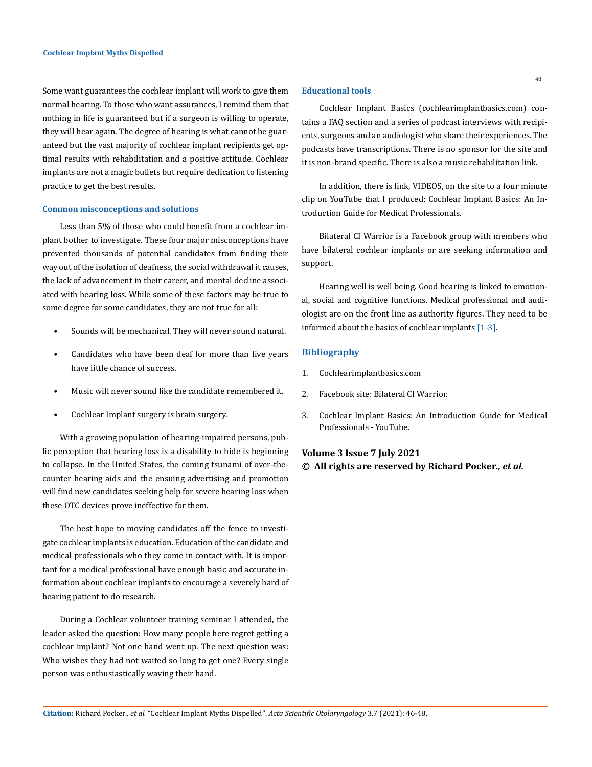Some want guarantees the cochlear implant will work to give them normal hearing. To those who want assurances, I remind them that nothing in life is guaranteed but if a surgeon is willing to operate, they will hear again. The degree of hearing is what cannot be guaranteed but the vast majority of cochlear implant recipients get optimal results with rehabilitation and a positive attitude. Cochlear implants are not a magic bullets but require dedication to listening practice to get the best results.

### Common misconceptions and solutions

Less than 5% of those who could benefit from a cochlear implant bother to investigate. These four major misconceptions have prevented thousands of potential candidates from finding their way out of the isolation of deafness, the social withdrawal it causes, the lack of advancement in their career, and mental decline associated with hearing loss. While some of these factors may be true to some degree for some candidates, they are not true for all:

- Sounds will be mechanical. They will never sound natural.
- Candidates who have been deaf for more than five years have little chance of success.
- Music will never sound like the candidate remembered it.
- Cochlear Implant surgery is brain surgery.

With a growing population of hearing-impaired persons, public perception that hearing loss is a disability to hide is beginning to collapse. In the United States, the coming tsunami of over-the-counter hearing aids and the ensuing advertising and promotion will find new candidates seeking help for severe hearing loss when these OTC devices prove ineffective for them.

The best hope to moving candidates off the fence to investigate cochlear implants is education. Education of the candidate and medical professionals who they come in contact with. It is important for a medical professional have enough basic and accurate information about cochlear implants to encourage a severely hard of hearing patient to do research.

During a Cochlear volunteer training seminar I attended, the leader asked the question: How many people here regret getting a cochlear implant? Not one hand went up. The next question was: Who wishes they had not waited so long to get one? Every single person was enthusiastically waving their hand.

### Educational tools

Cochlear Implant Basics (cochlearimplantbasics.com) contains a FAQ section and a series of podcast interviews with recipients, surgeons and an audiologist who share their experiences. The podcasts have transcriptions. There is no sponsor for the site and it is non-brand specific. There is also a music rehabilitation link.

In addition, there is link, VIDEOS, on the site to a four minute clip on YouTube that I produced: Cochlear Implant Basics: An Introduction Guide for Medical Professionals.

Bilateral CI Warrior is a Facebook group with members who have bilateral cochlear implants or are seeking information and support.

Hearing well is well being. Good hearing is linked to emotional, social and cognitive functions. Medical professional and audiologist are on the front line as authority figures. They need to be informed about the basics of cochlear implants [1-3].

## Bibliography

1. Cochlearimplantbasics.com
2. Facebook site: Bilateral CI Warrior.
3. Cochlear Implant Basics: An Introduction Guide for Medical Professionals - YouTube.

**Volume 3 Issue 7 July 2021**
**© All rights are reserved by Richard Pocker.*, et al.***